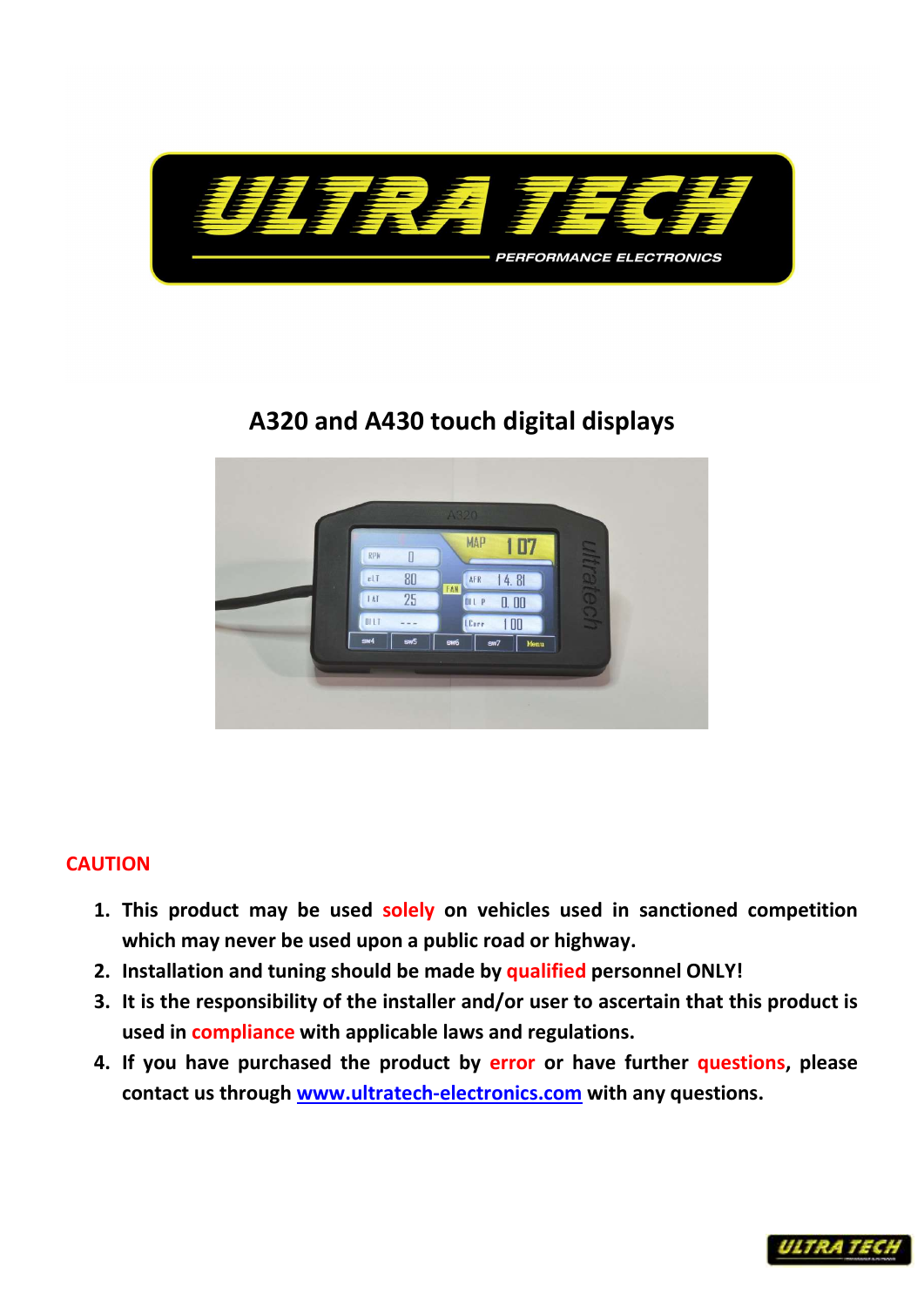# A320 and A430 touch digital displays

## CAUTION

1. **This product may be used solely on vehicles used in sanctioned competition which may never be used upon a public road or highway.**
2. **Installation and tuning should be made by qualified personnel ONLY!**
3. **It is the responsibility of the installer and/or user to ascertain that this product is used in compliance with applicable laws and regulations.**
4. **If you have purchased the product by error or have further questions, please contact us through [www.ultratech-electronics.com](http://www.ultratech-electronics.com) with any questions.**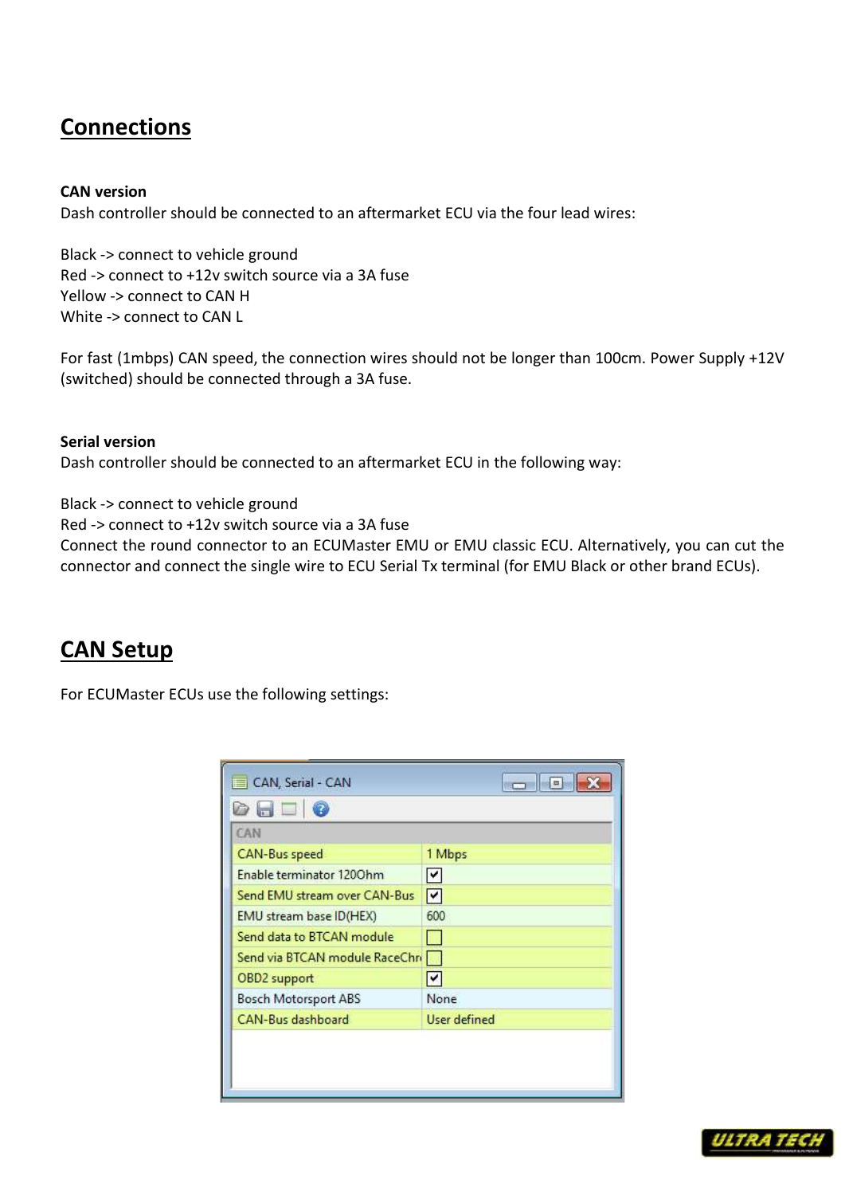## Connections

**CAN version**

Dash controller should be connected to an aftermarket ECU via the four lead wires:

Black -> connect to vehicle ground
Red -> connect to +12v switch source via a 3A fuse
Yellow -> connect to CAN H
White -> connect to CAN L

For fast (1mbps) CAN speed, the connection wires should not be longer than 100cm. Power Supply +12V (switched) should be connected through a 3A fuse.

**Serial version**

Dash controller should be connected to an aftermarket ECU in the following way:

Black -> connect to vehicle ground
Red -> connect to +12v switch source via a 3A fuse
Connect the round connector to an ECUMaster EMU or EMU classic ECU. Alternatively, you can cut the connector and connect the single wire to ECU Serial Tx terminal (for EMU Black or other brand ECUs).

## CAN Setup

For ECUMaster ECUs use the following settings:

| CAN | |
|---|---|
| CAN-Bus speed | 1 Mbps |
| Enable terminator 120Ohm | ☑ |
| Send EMU stream over CAN-Bus | ☑ |
| EMU stream base ID(HEX) | 600 |
| Send data to BTCAN module | ☐ |
| Send via BTCAN module RaceChr | ☐ |
| OBD2 support | ☑ |
| Bosch Motorsport ABS | None |
| CAN-Bus dashboard | User defined |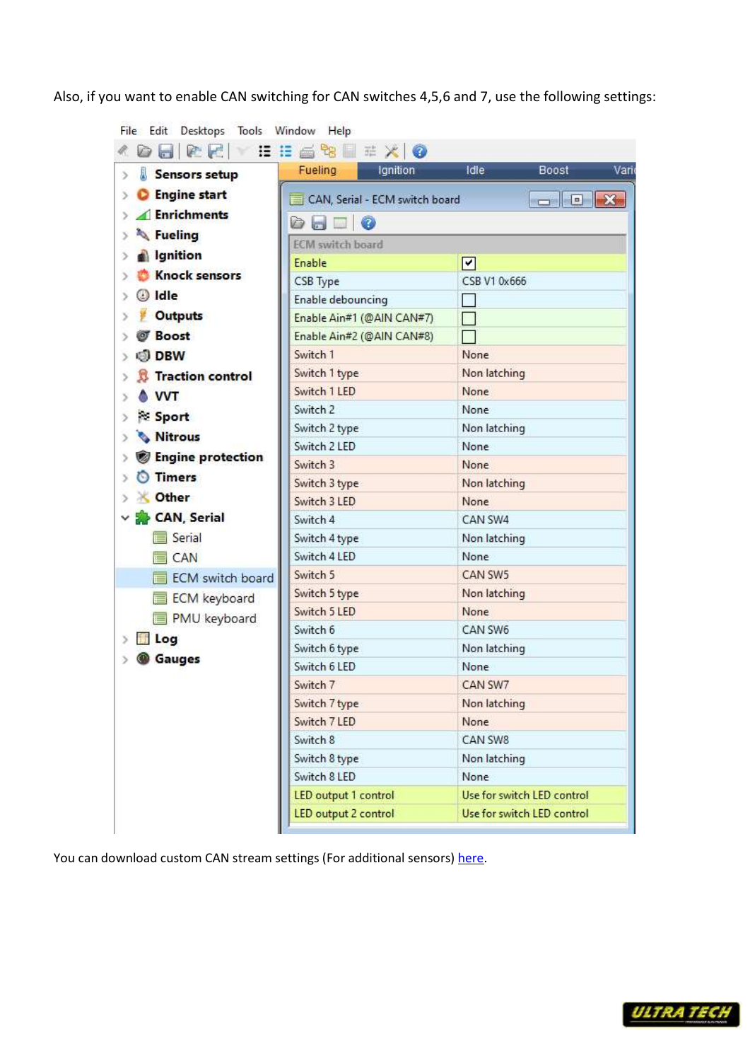Also, if you want to enable CAN switching for CAN switches 4,5,6 and 7, use the following settings:

| ECM switch board | |
|---|---|
| Enable | ☑ |
| CSB Type | CSB V1 0x666 |
| Enable debouncing | ☐ |
| Enable Ain#1 (@AIN CAN#7) | ☐ |
| Enable Ain#2 (@AIN CAN#8) | ☐ |
| Switch 1 | None |
| Switch 1 type | Non latching |
| Switch 1 LED | None |
| Switch 2 | None |
| Switch 2 type | Non latching |
| Switch 2 LED | None |
| Switch 3 | None |
| Switch 3 type | Non latching |
| Switch 3 LED | None |
| Switch 4 | CAN SW4 |
| Switch 4 type | Non latching |
| Switch 4 LED | None |
| Switch 5 | CAN SW5 |
| Switch 5 type | Non latching |
| Switch 5 LED | None |
| Switch 6 | CAN SW6 |
| Switch 6 type | Non latching |
| Switch 6 LED | None |
| Switch 7 | CAN SW7 |
| Switch 7 type | Non latching |
| Switch 7 LED | None |
| Switch 8 | CAN SW8 |
| Switch 8 type | Non latching |
| Switch 8 LED | None |
| LED output 1 control | Use for switch LED control |
| LED output 2 control | Use for switch LED control |

You can download custom CAN stream settings (For additional sensors) here.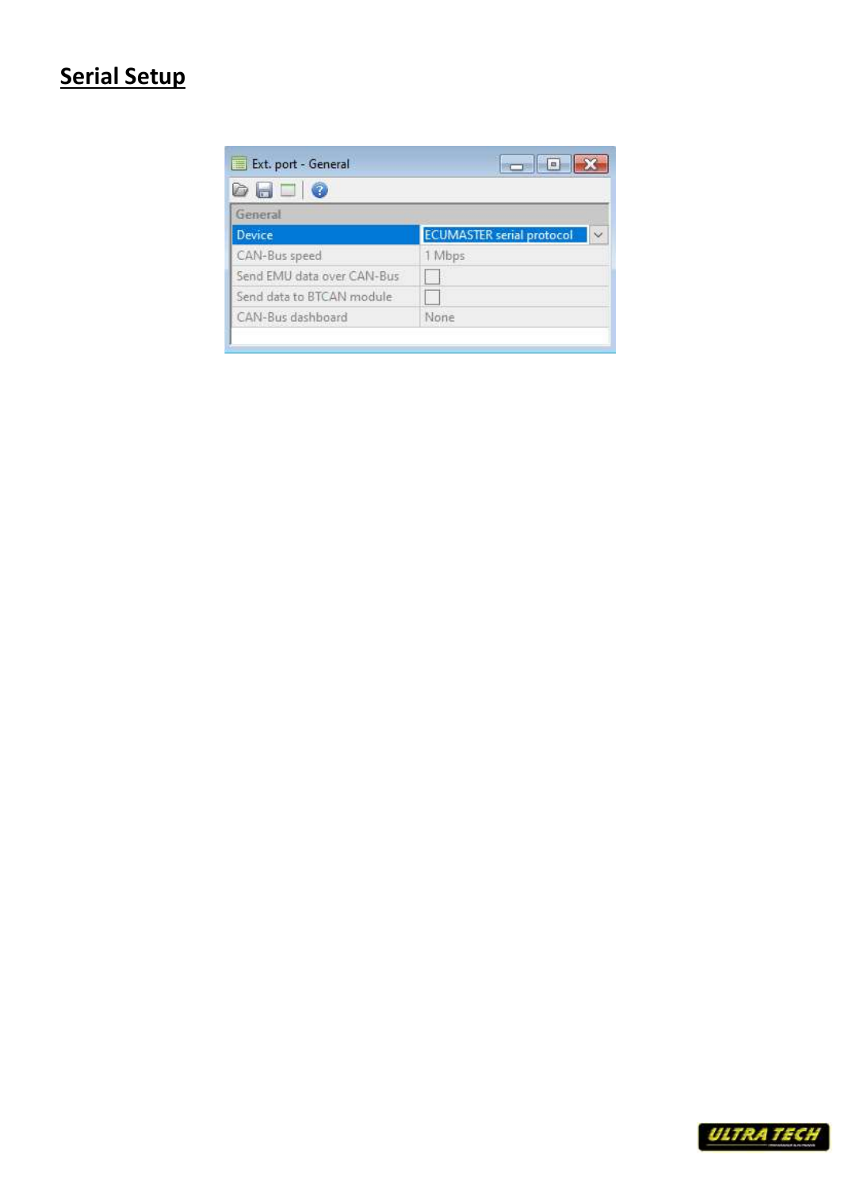## Serial Setup

Ext. port - General

| | |
|---|---|
| **General** | |
| Device | ECUMASTER serial protocol |
| CAN-Bus speed | 1 Mbps |
| Send EMU data over CAN-Bus | ☐ |
| Send data to BTCAN module | ☐ |
| CAN-Bus dashboard | None |